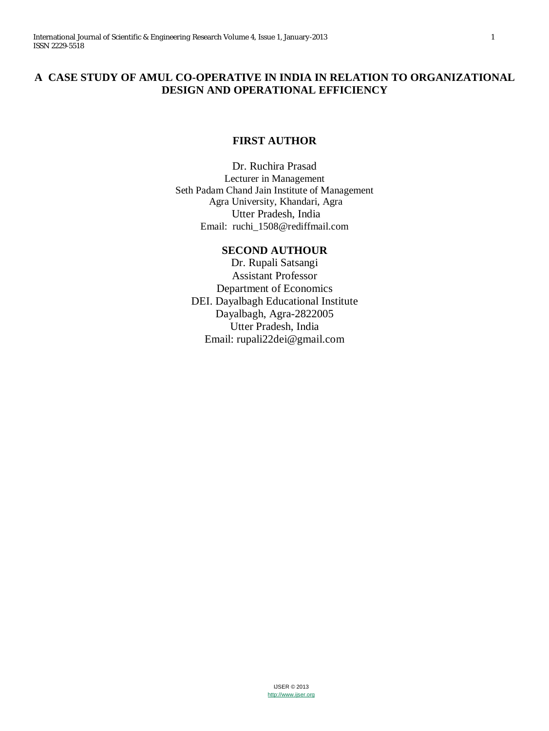# A CASE STUDY OF AMUL CO-OPERATIVE IN INDIA IN RELATION TO ORGANIZATIONAL DESIGN AND OPERATIONAL EFFICIENCY

**FIRST AUTHOR**

Dr. Ruchira Prasad
Lecturer in Management
Seth Padam Chand Jain Institute of Management
Agra University, Khandari, Agra
Utter Pradesh, India
Email: ruchi_1508@rediffmail.com

**SECOND AUTHOUR**

Dr. Rupali Satsangi
Assistant Professor
Department of Economics
DEI. Dayalbagh Educational Institute
Dayalbagh, Agra-2822005
Utter Pradesh, India
Email: rupali22dei@gmail.com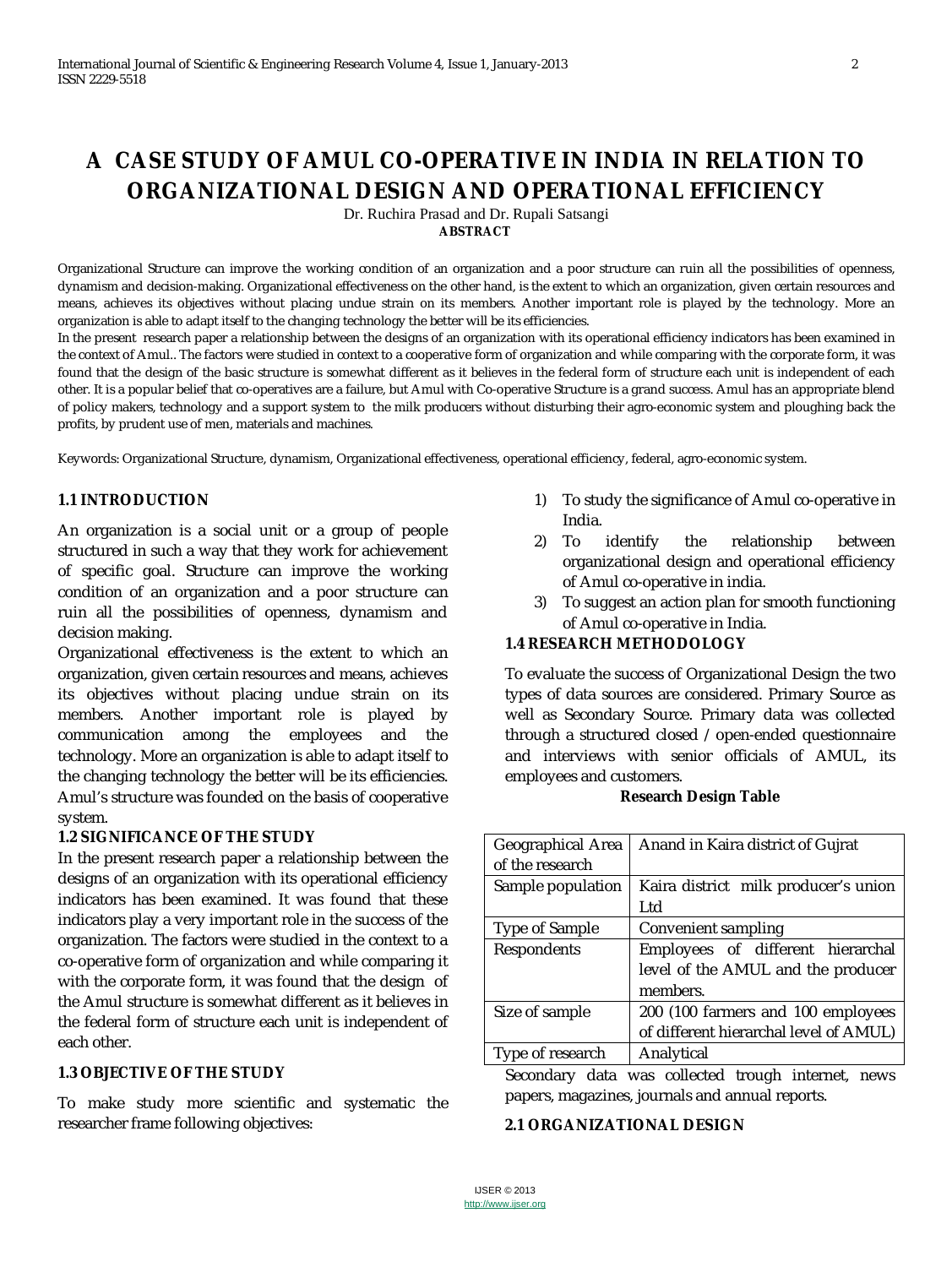# A CASE STUDY OF AMUL CO-OPERATIVE IN INDIA IN RELATION TO ORGANIZATIONAL DESIGN AND OPERATIONAL EFFICIENCY

Dr. Ruchira Prasad and Dr. Rupali Satsangi

**ABSTRACT**

Organizational Structure can improve the working condition of an organization and a poor structure can ruin all the possibilities of openness, dynamism and decision-making. Organizational effectiveness on the other hand, is the extent to which an organization, given certain resources and means, achieves its objectives without placing undue strain on its members. Another important role is played by the technology. More an organization is able to adapt itself to the changing technology the better will be its efficiencies.

In the present research paper a relationship between the designs of an organization with its operational efficiency indicators has been examined in the context of Amul.. The factors were studied in context to a cooperative form of organization and while comparing with the corporate form, it was found that the design of the basic structure is somewhat different as it believes in the federal form of structure each unit is independent of each other. It is a popular belief that co-operatives are a failure, but Amul with Co-operative Structure is a grand success. Amul has an appropriate blend of policy makers, technology and a support system to the milk producers without disturbing their agro-economic system and ploughing back the profits, by prudent use of men, materials and machines.

Keywords: Organizational Structure, dynamism, Organizational effectiveness, operational efficiency, federal, agro-economic system.

## 1.1 INTRODUCTION

An organization is a social unit or a group of people structured in such a way that they work for achievement of specific goal. Structure can improve the working condition of an organization and a poor structure can ruin all the possibilities of openness, dynamism and decision making.

Organizational effectiveness is the extent to which an organization, given certain resources and means, achieves its objectives without placing undue strain on its members. Another important role is played by communication among the employees and the technology. More an organization is able to adapt itself to the changing technology the better will be its efficiencies. Amul's structure was founded on the basis of cooperative system.

## 1.2 SIGNIFICANCE OF THE STUDY

In the present research paper a relationship between the designs of an organization with its operational efficiency indicators has been examined. It was found that these indicators play a very important role in the success of the organization. The factors were studied in the context to a co-operative form of organization and while comparing it with the corporate form, it was found that the design of the Amul structure is somewhat different as it believes in the federal form of structure each unit is independent of each other.

## 1.3 OBJECTIVE OF THE STUDY

To make study more scientific and systematic the researcher frame following objectives:

1) To study the significance of Amul co-operative in India.
2) To identify the relationship between organizational design and operational efficiency of Amul co-operative in india.
3) To suggest an action plan for smooth functioning of Amul co-operative in India.

## 1.4 RESEARCH METHODOLOGY

To evaluate the success of Organizational Design the two types of data sources are considered. Primary Source as well as Secondary Source. Primary data was collected through a structured closed / open-ended questionnaire and interviews with senior officials of AMUL, its employees and customers.

**Research Design Table**

| | |
|---|---|
| Geographical Area of the research | Anand in Kaira district of Gujrat |
| Sample population | Kaira district milk producer's union Ltd |
| Type of Sample | Convenient sampling |
| Respondents | Employees of different hierarchal level of the AMUL and the producer members. |
| Size of sample | 200 (100 farmers and 100 employees of different hierarchal level of AMUL) |
| Type of research | Analytical |

Secondary data was collected trough internet, news papers, magazines, journals and annual reports.

## 2.1 ORGANIZATIONAL DESIGN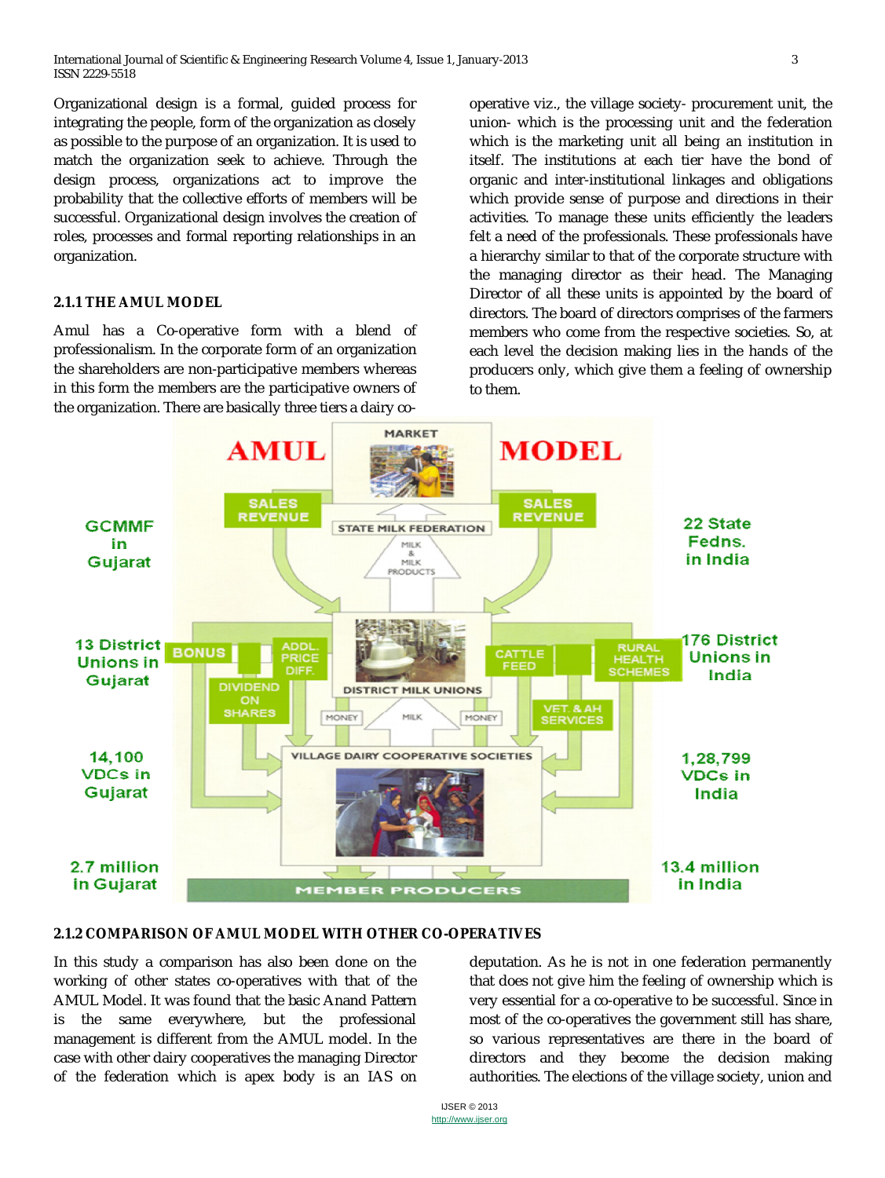Organizational design is a formal, guided process for integrating the people, form of the organization as closely as possible to the purpose of an organization. It is used to match the organization seek to achieve. Through the design process, organizations act to improve the probability that the collective efforts of members will be successful. Organizational design involves the creation of roles, processes and formal reporting relationships in an organization.

### 2.1.1 THE AMUL MODEL

Amul has a Co-operative form with a blend of professionalism. In the corporate form of an organization the shareholders are non-participative members whereas in this form the members are the participative owners of the organization. There are basically three tiers a dairy co-operative viz., the village society- procurement unit, the union- which is the processing unit and the federation which is the marketing unit all being an institution in itself. The institutions at each tier have the bond of organic and inter-institutional linkages and obligations which provide sense of purpose and directions in their activities. To manage these units efficiently the leaders felt a need of the professionals. These professionals have a hierarchy similar to that of the corporate structure with the managing director as their head. The Managing Director of all these units is appointed by the board of directors. The board of directors comprises of the farmers members who come from the respective societies. So, at each level the decision making lies in the hands of the producers only, which give them a feeling of ownership to them.

### 2.1.2 COMPARISON OF AMUL MODEL WITH OTHER CO-OPERATIVES

In this study a comparison has also been done on the working of other states co-operatives with that of the AMUL Model. It was found that the basic Anand Pattern is the same everywhere, but the professional management is different from the AMUL model. In the case with other dairy cooperatives the managing Director of the federation which is apex body is an IAS on deputation. As he is not in one federation permanently that does not give him the feeling of ownership which is very essential for a co-operative to be successful. Since in most of the co-operatives the government still has share, so various representatives are there in the board of directors and they become the decision making authorities. The elections of the village society, union and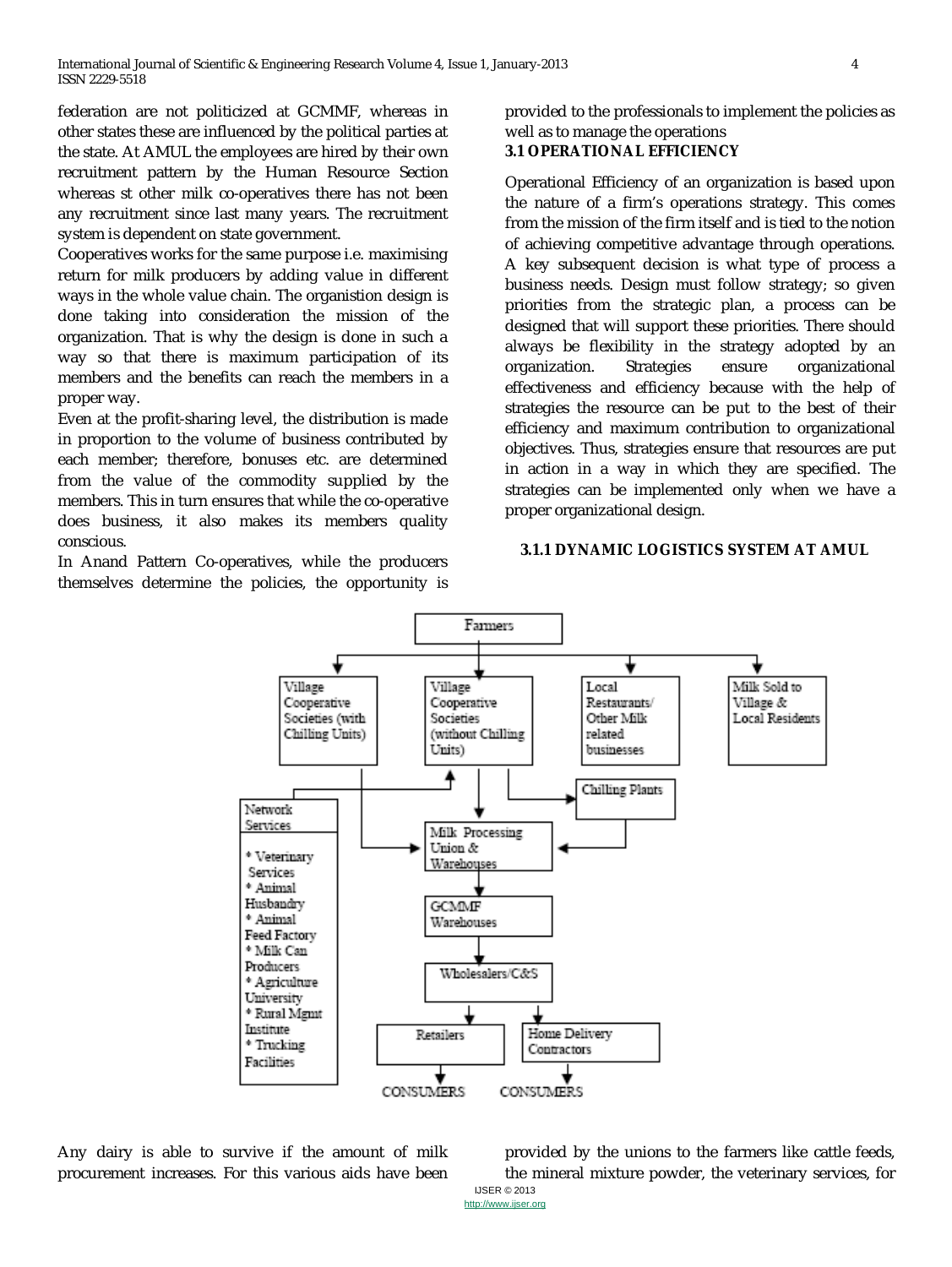federation are not politicized at GCMMF, whereas in other states these are influenced by the political parties at the state. At AMUL the employees are hired by their own recruitment pattern by the Human Resource Section whereas st other milk co-operatives there has not been any recruitment since last many years. The recruitment system is dependent on state government.

Cooperatives works for the same purpose i.e. maximising return for milk producers by adding value in different ways in the whole value chain. The organistion design is done taking into consideration the mission of the organization. That is why the design is done in such a way so that there is maximum participation of its members and the benefits can reach the members in a proper way.

Even at the profit-sharing level, the distribution is made in proportion to the volume of business contributed by each member; therefore, bonuses etc. are determined from the value of the commodity supplied by the members. This in turn ensures that while the co-operative does business, it also makes its members quality conscious.

In Anand Pattern Co-operatives, while the producers themselves determine the policies, the opportunity is provided to the professionals to implement the policies as well as to manage the operations

### 3.1 OPERATIONAL EFFICIENCY

Operational Efficiency of an organization is based upon the nature of a firm's operations strategy. This comes from the mission of the firm itself and is tied to the notion of achieving competitive advantage through operations. A key subsequent decision is what type of process a business needs. Design must follow strategy; so given priorities from the strategic plan, a process can be designed that will support these priorities. There should always be flexibility in the strategy adopted by an organization. Strategies ensure organizational effectiveness and efficiency because with the help of strategies the resource can be put to the best of their efficiency and maximum contribution to organizational objectives. Thus, strategies ensure that resources are put in action in a way in which they are specified. The strategies can be implemented only when we have a proper organizational design.

#### 3.1.1 DYNAMIC LOGISTICS SYSTEM AT AMUL

Farmers

Village Cooperative Societies (with Chilling Units)

Village Cooperative Societies (without Chilling Units)

Local Restaurants/ Other Milk related businesses

Milk Sold to Village & Local Residents

Chilling Plants

Network Services

- Veterinary Services
- Animal Husbandry
- Animal Feed Factory
- Milk Can Producers
- Agriculture University
- Rural Mgmt Institute
- Trucking Facilities

Milk Processing Union & Warehouses

GCMMF Warehouses

Wholesalers/C&S

Retailers

Home Delivery Contractors

CONSUMERS

CONSUMERS

Any dairy is able to survive if the amount of milk procurement increases. For this various aids have been provided by the unions to the farmers like cattle feeds, the mineral mixture powder, the veterinary services, for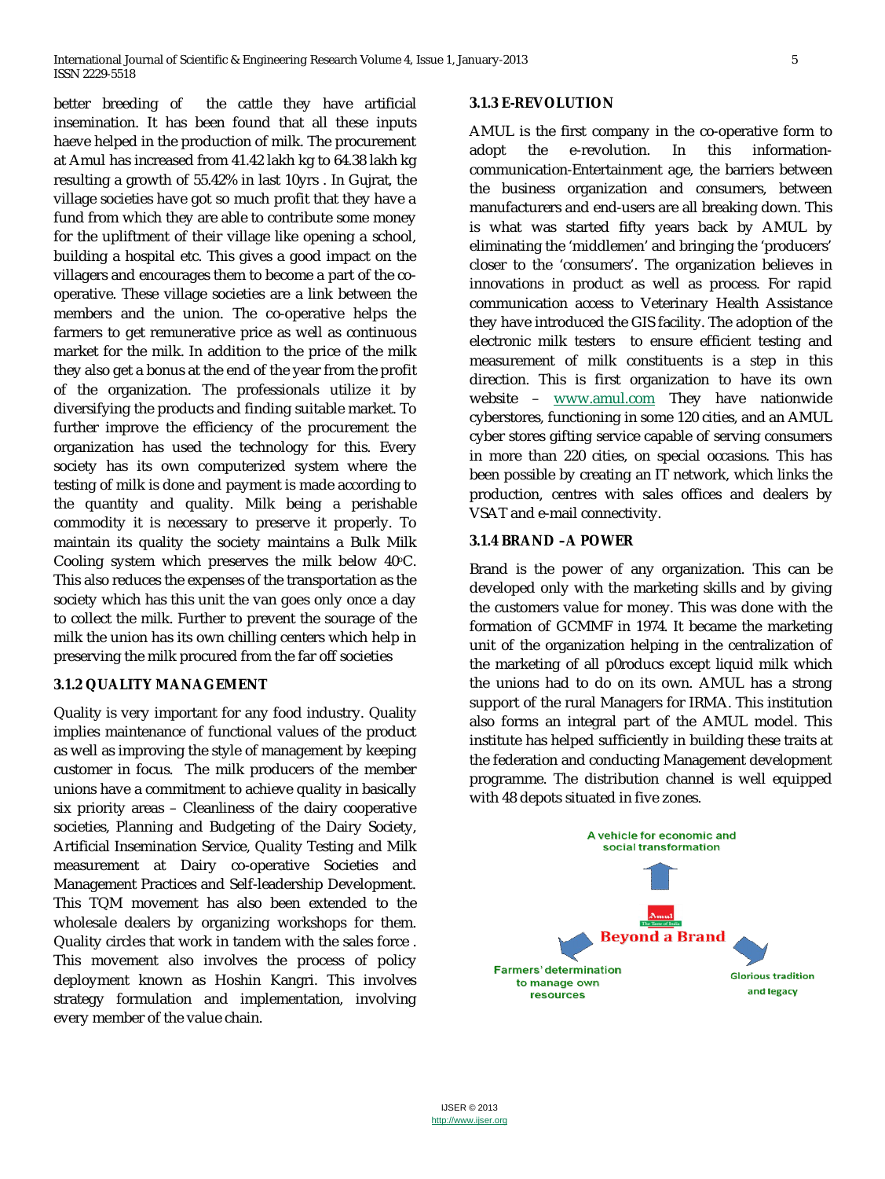better breeding of the cattle they have artificial insemination. It has been found that all these inputs haeve helped in the production of milk. The procurement at Amul has increased from 41.42 lakh kg to 64.38 lakh kg resulting a growth of 55.42% in last 10yrs . In Gujrat, the village societies have got so much profit that they have a fund from which they are able to contribute some money for the upliftment of their village like opening a school, building a hospital etc. This gives a good impact on the villagers and encourages them to become a part of the co-operative. These village societies are a link between the members and the union. The co-operative helps the farmers to get remunerative price as well as continuous market for the milk. In addition to the price of the milk they also get a bonus at the end of the year from the profit of the organization. The professionals utilize it by diversifying the products and finding suitable market. To further improve the efficiency of the procurement the organization has used the technology for this. Every society has its own computerized system where the testing of milk is done and payment is made according to the quantity and quality. Milk being a perishable commodity it is necessary to preserve it properly. To maintain its quality the society maintains a Bulk Milk Cooling system which preserves the milk below 4$^{0}$C. This also reduces the expenses of the transportation as the society which has this unit the van goes only once a day to collect the milk. Further to prevent the sourage of the milk the union has its own chilling centers which help in preserving the milk procured from the far off societies

### 3.1.2 QUALITY MANAGEMENT

Quality is very important for any food industry. Quality implies maintenance of functional values of the product as well as improving the style of management by keeping customer in focus. The milk producers of the member unions have a commitment to achieve quality in basically six priority areas – Cleanliness of the dairy cooperative societies, Planning and Budgeting of the Dairy Society, Artificial Insemination Service, Quality Testing and Milk measurement at Dairy co-operative Societies and Management Practices and Self-leadership Development. This TQM movement has also been extended to the wholesale dealers by organizing workshops for them. Quality circles that work in tandem with the sales force . This movement also involves the process of policy deployment known as Hoshin Kangri. This involves strategy formulation and implementation, involving every member of the value chain.

### 3.1.3 E-REVOLUTION

AMUL is the first company in the co-operative form to adopt the e-revolution. In this information-communication-Entertainment age, the barriers between the business organization and consumers, between manufacturers and end-users are all breaking down. This is what was started fifty years back by AMUL by eliminating the 'middlemen' and bringing the 'producers' closer to the 'consumers'. The organization believes in innovations in product as well as process. For rapid communication access to Veterinary Health Assistance they have introduced the GIS facility. The adoption of the electronic milk testers to ensure efficient testing and measurement of milk constituents is a step in this direction. This is first organization to have its own website – www.amul.com They have nationwide cyberstores, functioning in some 120 cities, and an AMUL cyber stores gifting service capable of serving consumers in more than 220 cities, on special occasions. This has been possible by creating an IT network, which links the production, centres with sales offices and dealers by VSAT and e-mail connectivity.

### 3.1.4 BRAND –A POWER

Brand is the power of any organization. This can be developed only with the marketing skills and by giving the customers value for money. This was done with the formation of GCMMF in 1974. It became the marketing unit of the organization helping in the centralization of the marketing of all p0roducs except liquid milk which the unions had to do on its own. AMUL has a strong support of the rural Managers for IRMA. This institution also forms an integral part of the AMUL model. This institute has helped sufficiently in building these traits at the federation and conducting Management development programme. The distribution channel is well equipped with 48 depots situated in five zones.

A vehicle for economic and social transformation

Beyond a Brand

Farmers' determination to manage own resources

Glorious tradition and legacy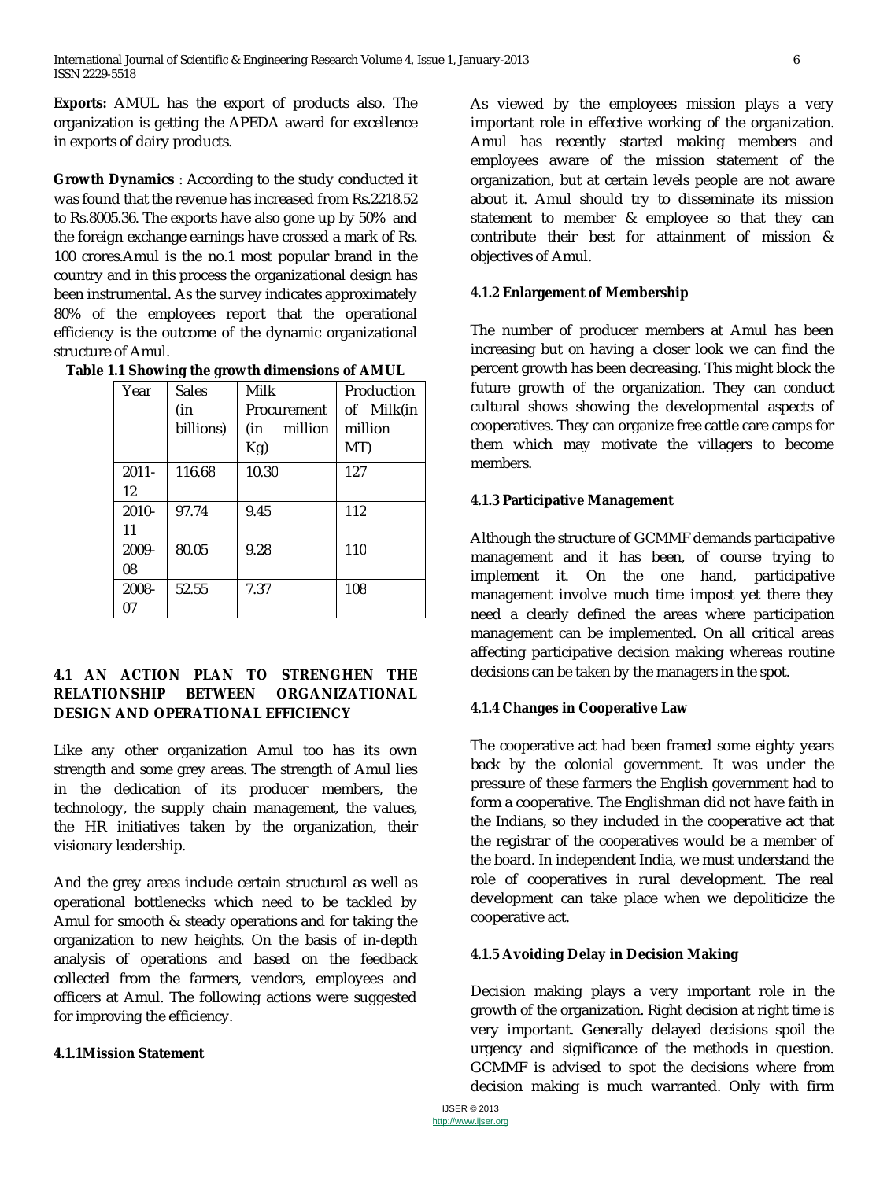**Exports:** AMUL has the export of products also. The organization is getting the APEDA award for excellence in exports of dairy products.

**Growth Dynamics** : According to the study conducted it was found that the revenue has increased from Rs.2218.52 to Rs.8005.36. The exports have also gone up by 50% and the foreign exchange earnings have crossed a mark of Rs. 100 crores.Amul is the no.1 most popular brand in the country and in this process the organizational design has been instrumental. As the survey indicates approximately 80% of the employees report that the operational efficiency is the outcome of the dynamic organizational structure of Amul.

**Table 1.1 Showing the growth dimensions of AMUL**

| Year | Sales (in billions) | Milk Procurement (in million Kg) | Production of Milk(in million MT) |
|---|---|---|---|
| 2011-12 | 116.68 | 10.30 | 127 |
| 2010-11 | 97.74 | 9.45 | 112 |
| 2009-08 | 80.05 | 9.28 | 110 |
| 2008-07 | 52.55 | 7.37 | 108 |

## 4.1 AN ACTION PLAN TO STRENGHEN THE RELATIONSHIP BETWEEN ORGANIZATIONAL DESIGN AND OPERATIONAL EFFICIENCY

Like any other organization Amul too has its own strength and some grey areas. The strength of Amul lies in the dedication of its producer members, the technology, the supply chain management, the values, the HR initiatives taken by the organization, their visionary leadership.

And the grey areas include certain structural as well as operational bottlenecks which need to be tackled by Amul for smooth & steady operations and for taking the organization to new heights. On the basis of in-depth analysis of operations and based on the feedback collected from the farmers, vendors, employees and officers at Amul. The following actions were suggested for improving the efficiency.

### 4.1.1Mission Statement

As viewed by the employees mission plays a very important role in effective working of the organization. Amul has recently started making members and employees aware of the mission statement of the organization, but at certain levels people are not aware about it. Amul should try to disseminate its mission statement to member & employee so that they can contribute their best for attainment of mission & objectives of Amul.

### 4.1.2 Enlargement of Membership

The number of producer members at Amul has been increasing but on having a closer look we can find the percent growth has been decreasing. This might block the future growth of the organization. They can conduct cultural shows showing the developmental aspects of cooperatives. They can organize free cattle care camps for them which may motivate the villagers to become members.

### 4.1.3 Participative Management

Although the structure of GCMMF demands participative management and it has been, of course trying to implement it. On the one hand, participative management involve much time impost yet there they need a clearly defined the areas where participation management can be implemented. On all critical areas affecting participative decision making whereas routine decisions can be taken by the managers in the spot.

### 4.1.4 Changes in Cooperative Law

The cooperative act had been framed some eighty years back by the colonial government. It was under the pressure of these farmers the English government had to form a cooperative. The Englishman did not have faith in the Indians, so they included in the cooperative act that the registrar of the cooperatives would be a member of the board. In independent India, we must understand the role of cooperatives in rural development. The real development can take place when we depoliticize the cooperative act.

### 4.1.5 Avoiding Delay in Decision Making

Decision making plays a very important role in the growth of the organization. Right decision at right time is very important. Generally delayed decisions spoil the urgency and significance of the methods in question. GCMMF is advised to spot the decisions where from decision making is much warranted. Only with firm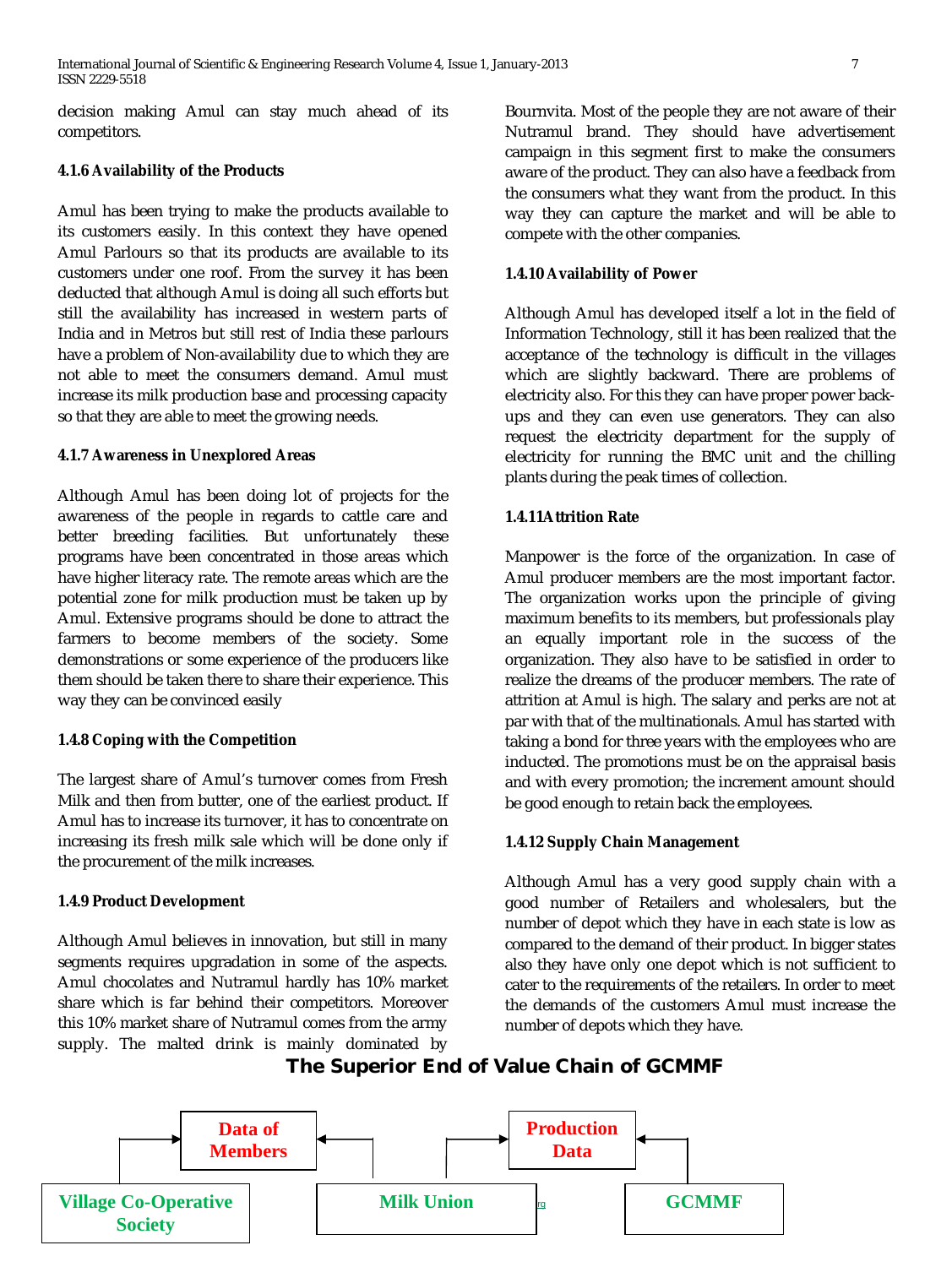decision making Amul can stay much ahead of its competitors.

#### 4.1.6 Availability of the Products

Amul has been trying to make the products available to its customers easily. In this context they have opened Amul Parlours so that its products are available to its customers under one roof. From the survey it has been deducted that although Amul is doing all such efforts but still the availability has increased in western parts of India and in Metros but still rest of India these parlours have a problem of Non-availability due to which they are not able to meet the consumers demand. Amul must increase its milk production base and processing capacity so that they are able to meet the growing needs.

#### 4.1.7 Awareness in Unexplored Areas

Although Amul has been doing lot of projects for the awareness of the people in regards to cattle care and better breeding facilities. But unfortunately these programs have been concentrated in those areas which have higher literacy rate. The remote areas which are the potential zone for milk production must be taken up by Amul. Extensive programs should be done to attract the farmers to become members of the society. Some demonstrations or some experience of the producers like them should be taken there to share their experience. This way they can be convinced easily

#### 1.4.8 Coping with the Competition

The largest share of Amul's turnover comes from Fresh Milk and then from butter, one of the earliest product. If Amul has to increase its turnover, it has to concentrate on increasing its fresh milk sale which will be done only if the procurement of the milk increases.

#### 1.4.9 Product Development

Although Amul believes in innovation, but still in many segments requires upgradation in some of the aspects. Amul chocolates and Nutramul hardly has 10% market share which is far behind their competitors. Moreover this 10% market share of Nutramul comes from the army supply. The malted drink is mainly dominated by Bournvita. Most of the people they are not aware of their Nutramul brand. They should have advertisement campaign in this segment first to make the consumers aware of the product. They can also have a feedback from the consumers what they want from the product. In this way they can capture the market and will be able to compete with the other companies.

#### 1.4.10 Availability of Power

Although Amul has developed itself a lot in the field of Information Technology, still it has been realized that the acceptance of the technology is difficult in the villages which are slightly backward. There are problems of electricity also. For this they can have proper power back-ups and they can even use generators. They can also request the electricity department for the supply of electricity for running the BMC unit and the chilling plants during the peak times of collection.

#### 1.4.11Attrition Rate

Manpower is the force of the organization. In case of Amul producer members are the most important factor. The organization works upon the principle of giving maximum benefits to its members, but professionals play an equally important role in the success of the organization. They also have to be satisfied in order to realize the dreams of the producer members. The rate of attrition at Amul is high. The salary and perks are not at par with that of the multinationals. Amul has started with taking a bond for three years with the employees who are inducted. The promotions must be on the appraisal basis and with every promotion; the increment amount should be good enough to retain back the employees.

#### 1.4.12 Supply Chain Management

Although Amul has a very good supply chain with a good number of Retailers and wholesalers, but the number of depot which they have in each state is low as compared to the demand of their product. In bigger states also they have only one depot which is not sufficient to cater to the requirements of the retailers. In order to meet the demands of the customers Amul must increase the number of depots which they have.

**The Superior End of Value Chain of GCMMF**

Data of Members

Production Data

Village Co-Operative Society

Milk Union

GCMMF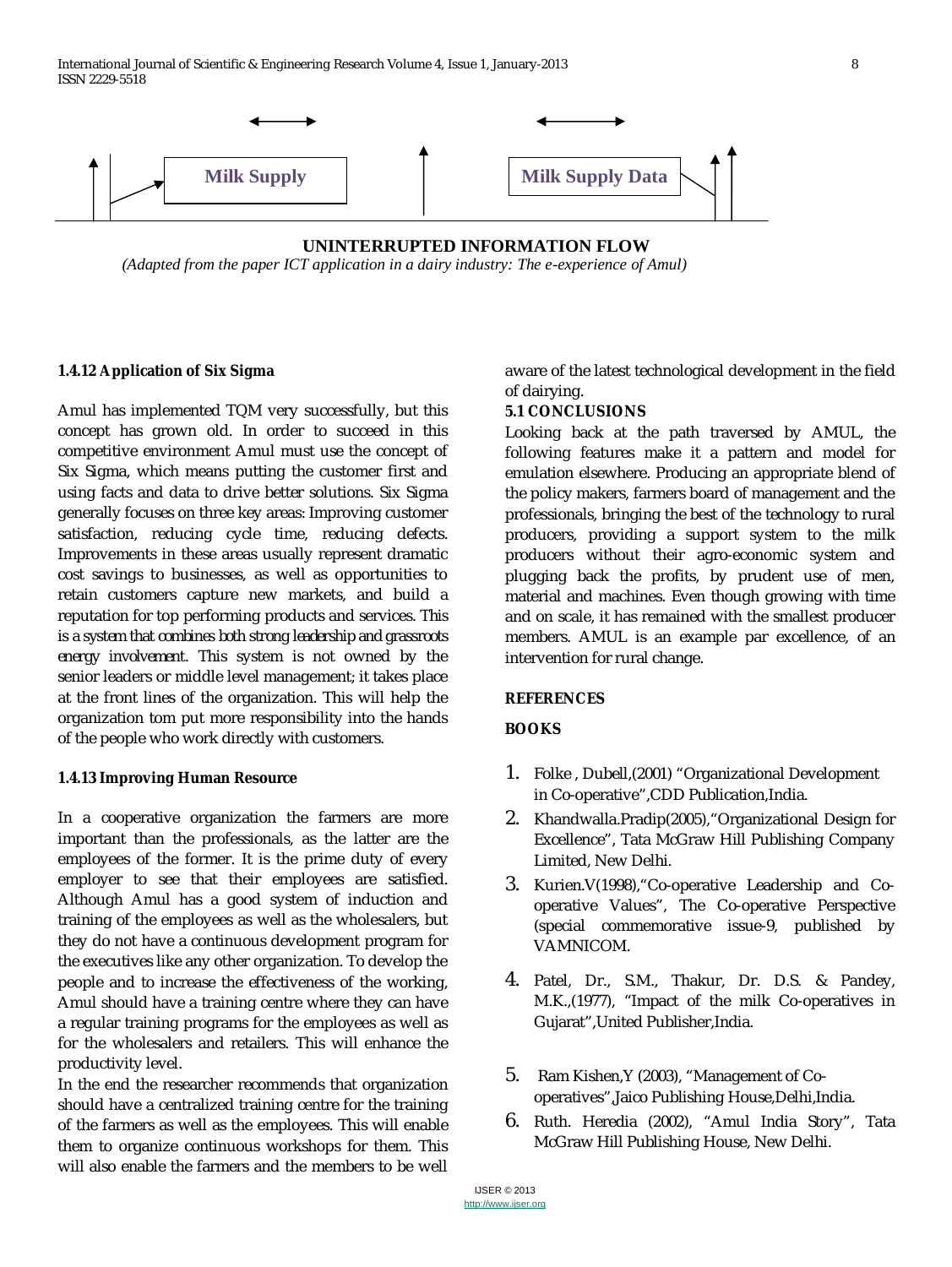Milk Supply

Milk Supply Data

**UNINTERRUPTED INFORMATION FLOW**

*(Adapted from the paper ICT application in a dairy industry: The e-experience of Amul)*

#### 1.4.12 Application of Six Sigma

Amul has implemented TQM very successfully, but this concept has grown old. In order to succeed in this competitive environment Amul must use the concept of Six Sigma, which means putting the customer first and using facts and data to drive better solutions. Six Sigma generally focuses on three key areas: Improving customer satisfaction, reducing cycle time, reducing defects. Improvements in these areas usually represent dramatic cost savings to businesses, as well as opportunities to retain customers capture new markets, and build a reputation for top performing products and services. This is a system that combines both strong leadership and grassroots energy involvement. This system is not owned by the senior leaders or middle level management; it takes place at the front lines of the organization. This will help the organization tom put more responsibility into the hands of the people who work directly with customers.

#### 1.4.13 Improving Human Resource

In a cooperative organization the farmers are more important than the professionals, as the latter are the employees of the former. It is the prime duty of every employer to see that their employees are satisfied. Although Amul has a good system of induction and training of the employees as well as the wholesalers, but they do not have a continuous development program for the executives like any other organization. To develop the people and to increase the effectiveness of the working, Amul should have a training centre where they can have a regular training programs for the employees as well as for the wholesalers and retailers. This will enhance the productivity level.

In the end the researcher recommends that organization should have a centralized training centre for the training of the farmers as well as the employees. This will enable them to organize continuous workshops for them. This will also enable the farmers and the members to be well aware of the latest technological development in the field of dairying.

### 5.1 CONCLUSIONS

Looking back at the path traversed by AMUL, the following features make it a pattern and model for emulation elsewhere. Producing an appropriate blend of the policy makers, farmers board of management and the professionals, bringing the best of the technology to rural producers, providing a support system to the milk producers without their agro-economic system and plugging back the profits, by prudent use of men, material and machines. Even though growing with time and on scale, it has remained with the smallest producer members. AMUL is an example par excellence, of an intervention for rural change.

### REFERENCES

#### BOOKS

1. Folke , Dubell,(2001) "Organizational Development in Co-operative",CDD Publication,India.
2. Khandwalla.Pradip(2005),"Organizational Design for Excellence", Tata McGraw Hill Publishing Company Limited, New Delhi.
3. Kurien.V(1998),"Co-operative Leadership and Co-operative Values", The Co-operative Perspective (special commemorative issue-9, published by VAMNICOM.
4. Patel, Dr., S.M., Thakur, Dr. D.S. & Pandey, M.K.,(1977), "Impact of the milk Co-operatives in Gujarat",United Publisher,India.
5. Ram Kishen,Y (2003), "Management of Co-operatives",Jaico Publishing House,Delhi,India.
6. Ruth. Heredia (2002), "Amul India Story", Tata McGraw Hill Publishing House, New Delhi.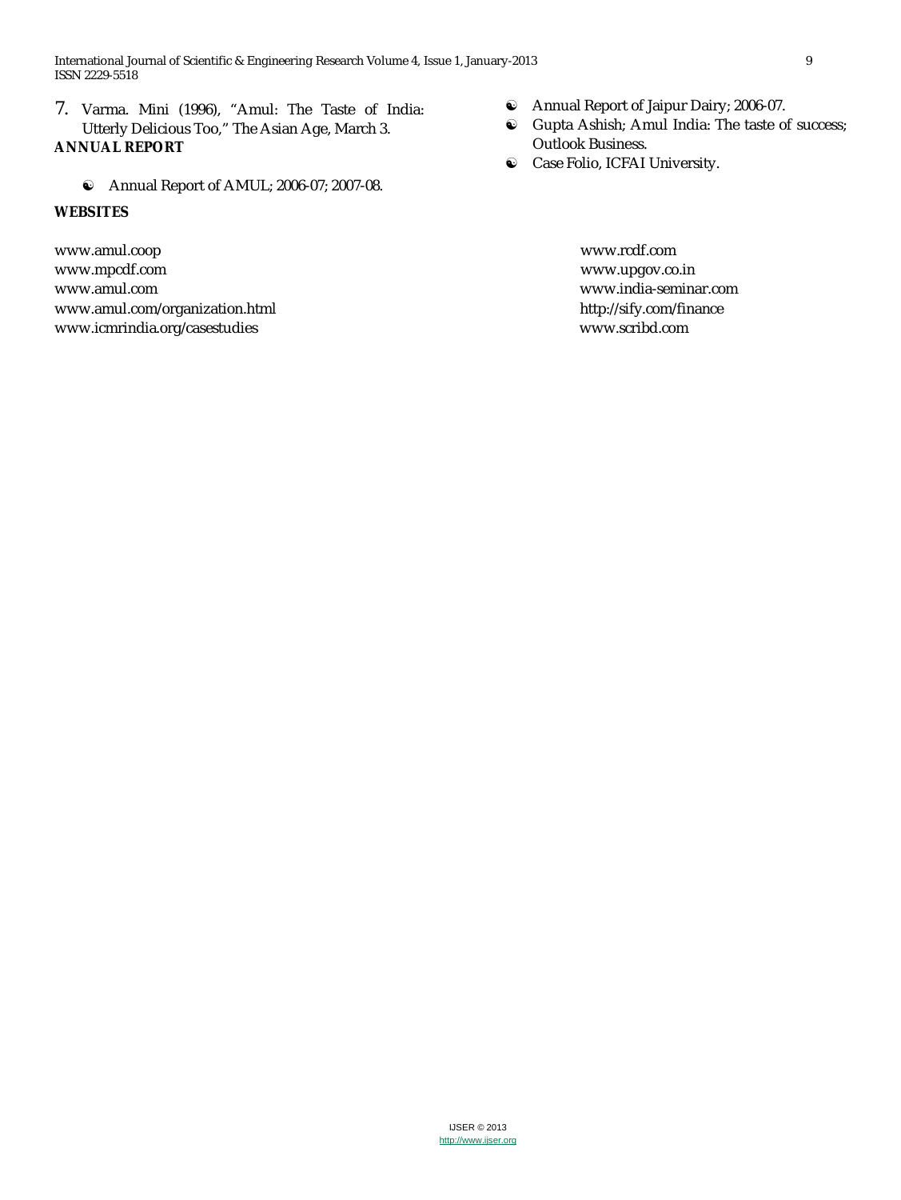7. Varma. Mini (1996), "Amul: The Taste of India: Utterly Delicious Too," The Asian Age, March 3.

**ANNUAL REPORT**

- Annual Report of AMUL; 2006-07; 2007-08.
- Annual Report of Jaipur Dairy; 2006-07.
- Gupta Ashish; Amul India: The taste of success; Outlook Business.
- Case Folio, ICFAI University.

**WEBSITES**

www.amul.coop
www.mpcdf.com
www.amul.com
www.amul.com/organization.html
www.icmrindia.org/casestudies
www.rcdf.com
www.upgov.co.in
www.india-seminar.com
http://sify.com/finance
www.scribd.com